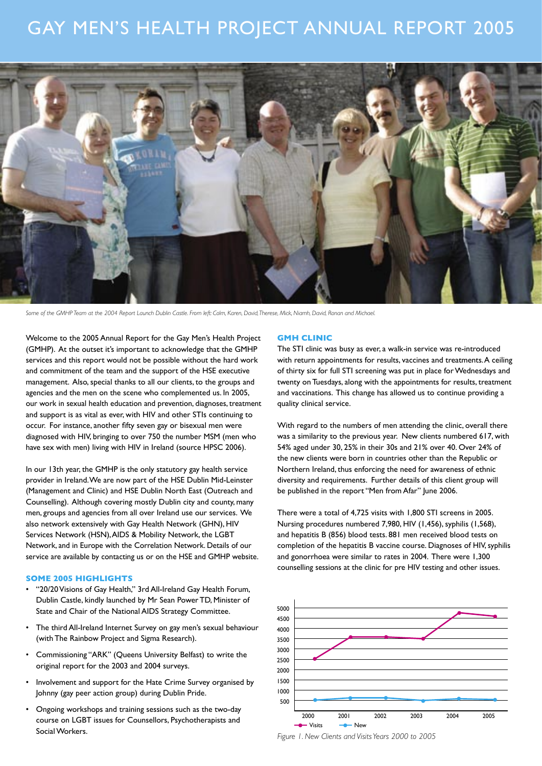# GAY MEN'S HEALTH PROJECT ANNUAL REPORT 2005

*Some of the GMHP Team at the 2004 Report Launch Dublin Castle. From left: Colm, Karen, David, Therese, Mick, Niamh, David, Ronan and Michael.*

Welcome to the 2005 Annual Report for the Gay Men's Health Project (GMHP). At the outset it's important to acknowledge that the GMHP services and this report would not be possible without the hard work and commitment of the team and the support of the HSE executive management. Also, special thanks to all our clients, to the groups and agencies and the men on the scene who complemented us. In 2005, our work in sexual health education and prevention, diagnoses, treatment and support is as vital as ever, with HIV and other STIs continuing to occur. For instance, another fifty seven gay or bisexual men were diagnosed with HIV, bringing to over 750 the number MSM (men who have sex with men) living with HIV in Ireland (source HPSC 2006).

In our 13th year, the GMHP is the only statutory gay health service provider in Ireland. We are now part of the HSE Dublin Mid-Leinster (Management and Clinic) and HSE Dublin North East (Outreach and Counselling). Although covering mostly Dublin city and county, many men, groups and agencies from all over Ireland use our services. We also network extensively with Gay Health Network (GHN), HIV Services Network (HSN), AIDS & Mobility Network, the LGBT Network, and in Europe with the Correlation Network. Details of our service are available by contacting us or on the HSE and GMHP website.

## SOME 2005 HIGHLIGHTS

- "20/20 Visions of Gay Health," 3rd All-Ireland Gay Health Forum, Dublin Castle, kindly launched by Mr Sean Power TD, Minister of State and Chair of the National AIDS Strategy Committee.
- The third All-Ireland Internet Survey on gay men's sexual behaviour (with The Rainbow Project and Sigma Research).
- Commissioning "ARK" (Queens University Belfast) to write the original report for the 2003 and 2004 surveys.
- Involvement and support for the Hate Crime Survey organised by Johnny (gay peer action group) during Dublin Pride.
- Ongoing workshops and training sessions such as the two-day course on LGBT issues for Counsellors, Psychotherapists and Social Workers.

## GMH CLINIC

The STI clinic was busy as ever, a walk-in service was re-introduced with return appointments for results, vaccines and treatments. A ceiling of thirty six for full STI screening was put in place for Wednesdays and twenty on Tuesdays, along with the appointments for results, treatment and vaccinations. This change has allowed us to continue providing a quality clinical service.

With regard to the numbers of men attending the clinic, overall there was a similarity to the previous year. New clients numbered 617, with 54% aged under 30, 25% in their 30s and 21% over 40. Over 24% of the new clients were born in countries other than the Republic or Northern Ireland, thus enforcing the need for awareness of ethnic diversity and requirements. Further details of this client group will be published in the report "Men from Afar" June 2006.

There were a total of 4,725 visits with 1,800 STI screens in 2005. Nursing procedures numbered 7,980, HIV (1,456), syphilis (1,568), and hepatitis B (856) blood tests. 881 men received blood tests on completion of the hepatitis B vaccine course. Diagnoses of HIV, syphilis and gonorrhoea were similar to rates in 2004. There were 1,300 counselling sessions at the clinic for pre HIV testing and other issues.

*Figure 1. New Clients and Visits Years 2000 to 2005*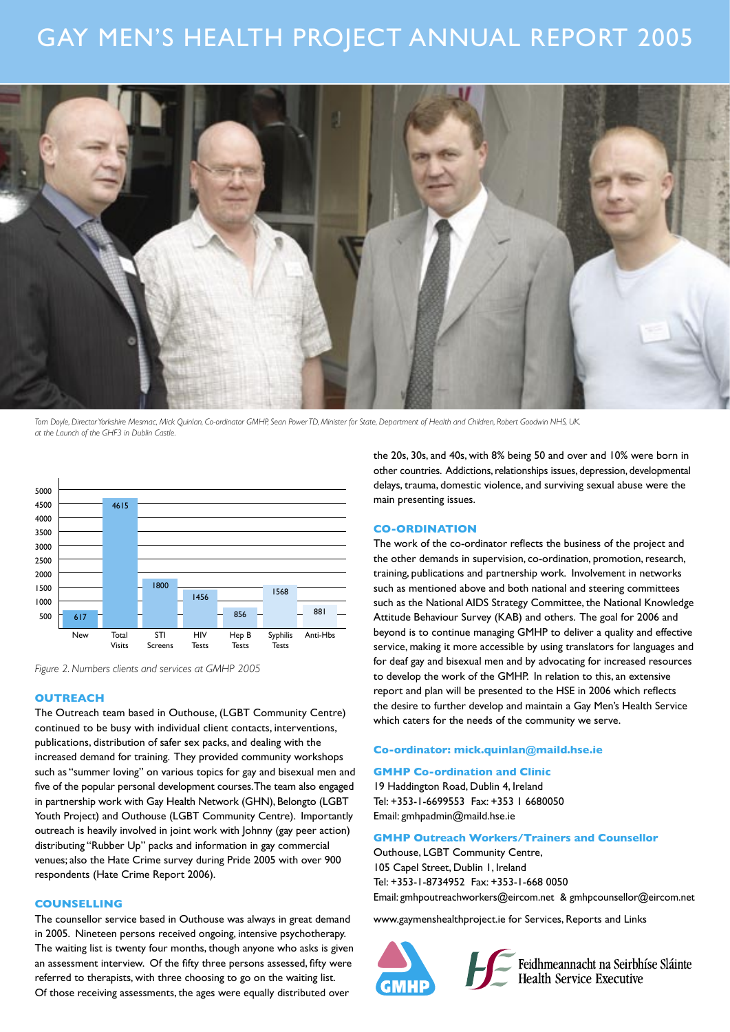# GAY MEN'S HEALTH PROJECT ANNUAL REPORT 2005

*Tom Doyle, Director Yorkshire Mesmac, Mick Quinlan, Co-ordinator GMHP, Sean Power TD, Minister for State, Department of Health and Children, Robert Goodwin NHS, UK. at the Launch of the GHF3 in Dublin Castle.*

5000
4500
4000
3500
3000
2500
2000
1500
1000
500

617 New
4615 Total Visits
1800 STI Screens
1456 HIV Tests
856 Hep B Tests
1568 Syphilis Tests
881 Anti-Hbs

*Figure 2. Numbers clients and services at GMHP 2005*

## OUTREACH

The Outreach team based in Outhouse, (LGBT Community Centre) continued to be busy with individual client contacts, interventions, publications, distribution of safer sex packs, and dealing with the increased demand for training. They provided community workshops such as "summer loving" on various topics for gay and bisexual men and five of the popular personal development courses. The team also engaged in partnership work with Gay Health Network (GHN), Belongto (LGBT Youth Project) and Outhouse (LGBT Community Centre). Importantly outreach is heavily involved in joint work with Johnny (gay peer action) distributing "Rubber Up" packs and information in gay commercial venues; also the Hate Crime survey during Pride 2005 with over 900 respondents (Hate Crime Report 2006).

## COUNSELLING

The counsellor service based in Outhouse was always in great demand in 2005. Nineteen persons received ongoing, intensive psychotherapy. The waiting list is twenty four months, though anyone who asks is given an assessment interview. Of the fifty three persons assessed, fifty were referred to therapists, with three choosing to go on the waiting list. Of those receiving assessments, the ages were equally distributed over the 20s, 30s, and 40s, with 8% being 50 and over and 10% were born in other countries. Addictions, relationships issues, depression, developmental delays, trauma, domestic violence, and surviving sexual abuse were the main presenting issues.

## CO-ORDINATION

The work of the co-ordinator reflects the business of the project and the other demands in supervision, co-ordination, promotion, research, training, publications and partnership work. Involvement in networks such as mentioned above and both national and steering committees such as the National AIDS Strategy Committee, the National Knowledge Attitude Behaviour Survey (KAB) and others. The goal for 2006 and beyond is to continue managing GMHP to deliver a quality and effective service, making it more accessible by using translators for languages and for deaf gay and bisexual men and by advocating for increased resources to develop the work of the GMHP. In relation to this, an extensive report and plan will be presented to the HSE in 2006 which reflects the desire to further develop and maintain a Gay Men's Health Service which caters for the needs of the community we serve.

**Co-ordinator: mick.quinlan@maild.hse.ie**

**GMHP Co-ordination and Clinic**
19 Haddington Road, Dublin 4, Ireland
Tel: +353-1-6699553 Fax: +353 1 6680050
Email: gmhpadmin@maild.hse.ie

**GMHP Outreach Workers/Trainers and Counsellor**
Outhouse, LGBT Community Centre,
105 Capel Street, Dublin 1, Ireland
Tel: +353-1-8734952 Fax: +353-1-668 0050
Email: gmhpoutreachworkers@eircom.net & gmhpcounsellor@eircom.net

www.gaymenshealthproject.ie for Services, Reports and Links

GMHP

Feidhmeannacht na Seirbhíse Sláinte
Health Service Executive